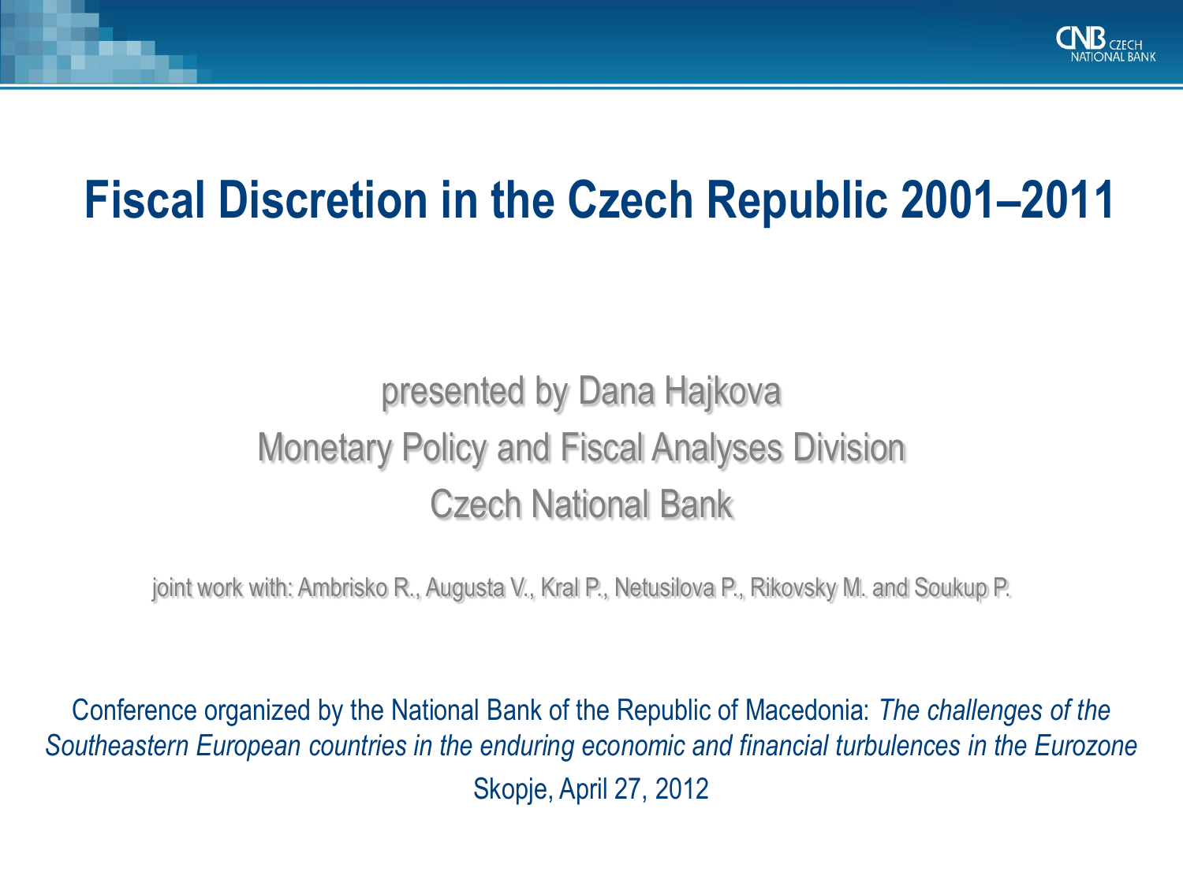# Fiscal Discretion in the Czech Republic 2001–2011

presented by Dana Hajkova

Monetary Policy and Fiscal Analyses Division

Czech National Bank

joint work with: Ambrisko R., Augusta V., Kral P., Netusilova P., Rikovsky M. and Soukup P.

Conference organized by the National Bank of the Republic of Macedonia: *The challenges of the Southeastern European countries in the enduring economic and financial turbulences in the Eurozone*

Skopje, April 27, 2012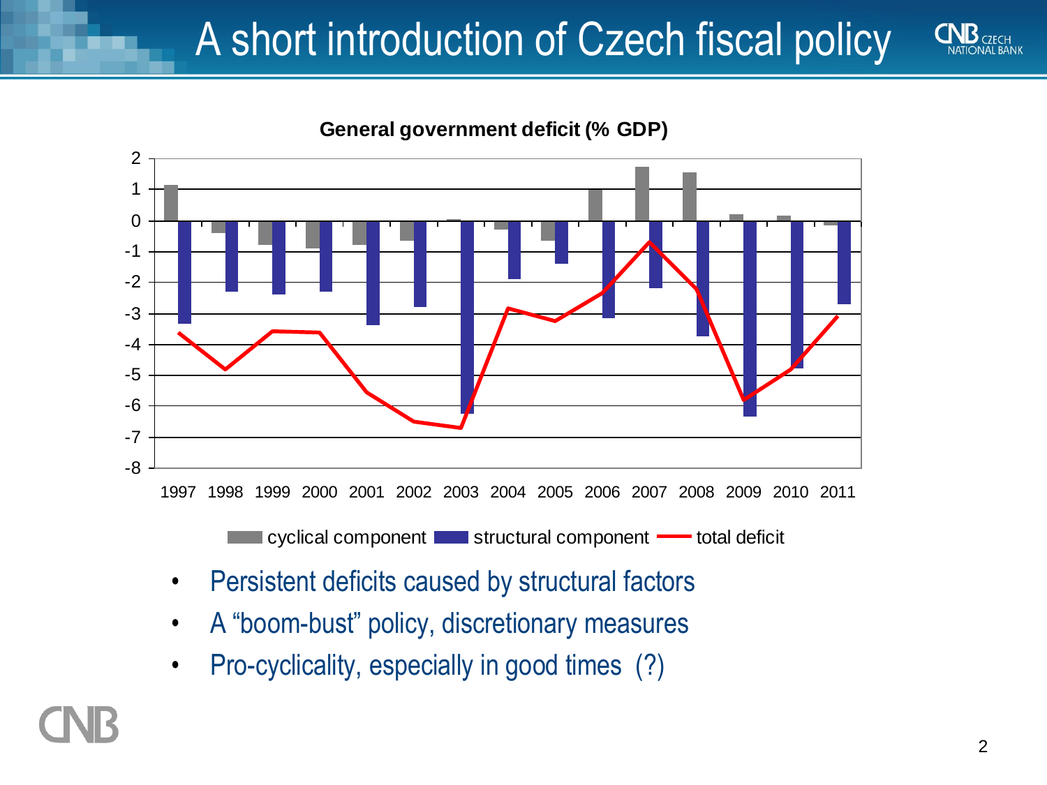# A short introduction of Czech fiscal policy

**General government deficit (% GDP)**

- Persistent deficits caused by structural factors
- A "boom-bust" policy, discretionary measures
- Pro-cyclicality, especially in good times (?)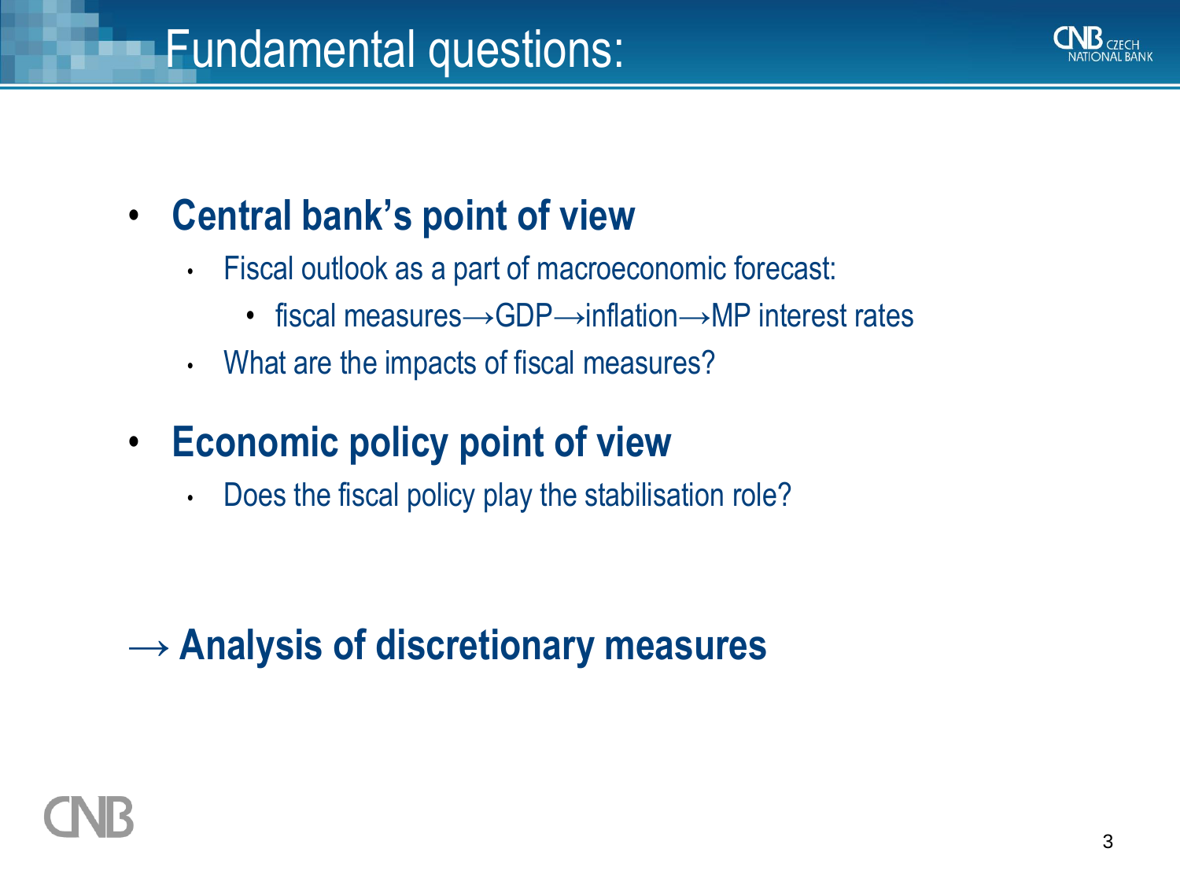# Fundamental questions:

- **Central bank's point of view**
  - Fiscal outlook as a part of macroeconomic forecast:
    - fiscal measures→GDP→inflation→MP interest rates
  - What are the impacts of fiscal measures?
- **Economic policy point of view**
  - Does the fiscal policy play the stabilisation role?

**→ Analysis of discretionary measures**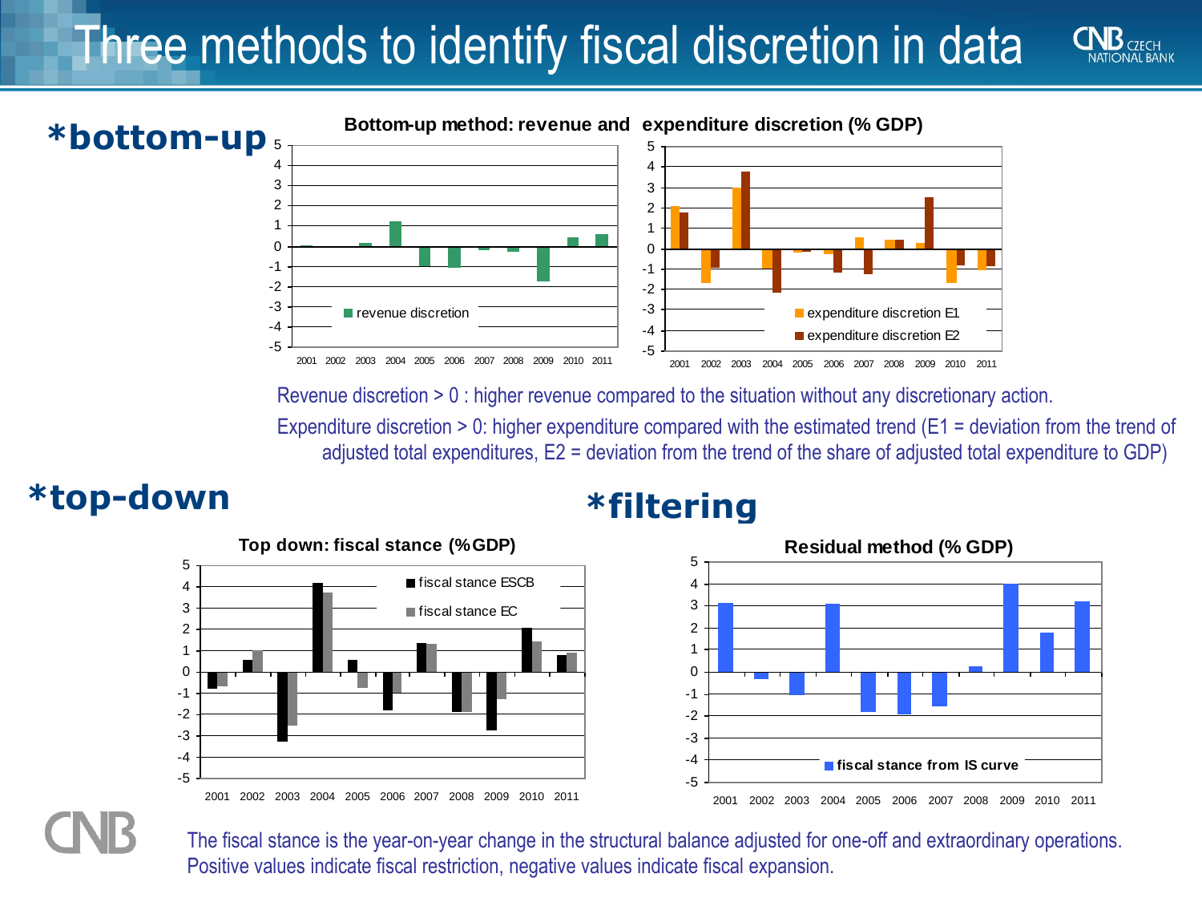# Three methods to identify fiscal discretion in data

## *bottom-up

**Bottom-up method: revenue and expenditure discretion (% GDP)**

Revenue discretion > 0 : higher revenue compared to the situation without any discretionary action.

Expenditure discretion > 0: higher expenditure compared with the estimated trend (E1 = deviation from the trend of adjusted total expenditures, E2 = deviation from the trend of the share of adjusted total expenditure to GDP)

## *top-down

**Top down: fiscal stance (%GDP)**

## *filtering

**Residual method (% GDP)**

The fiscal stance is the year-on-year change in the structural balance adjusted for one-off and extraordinary operations. Positive values indicate fiscal restriction, negative values indicate fiscal expansion.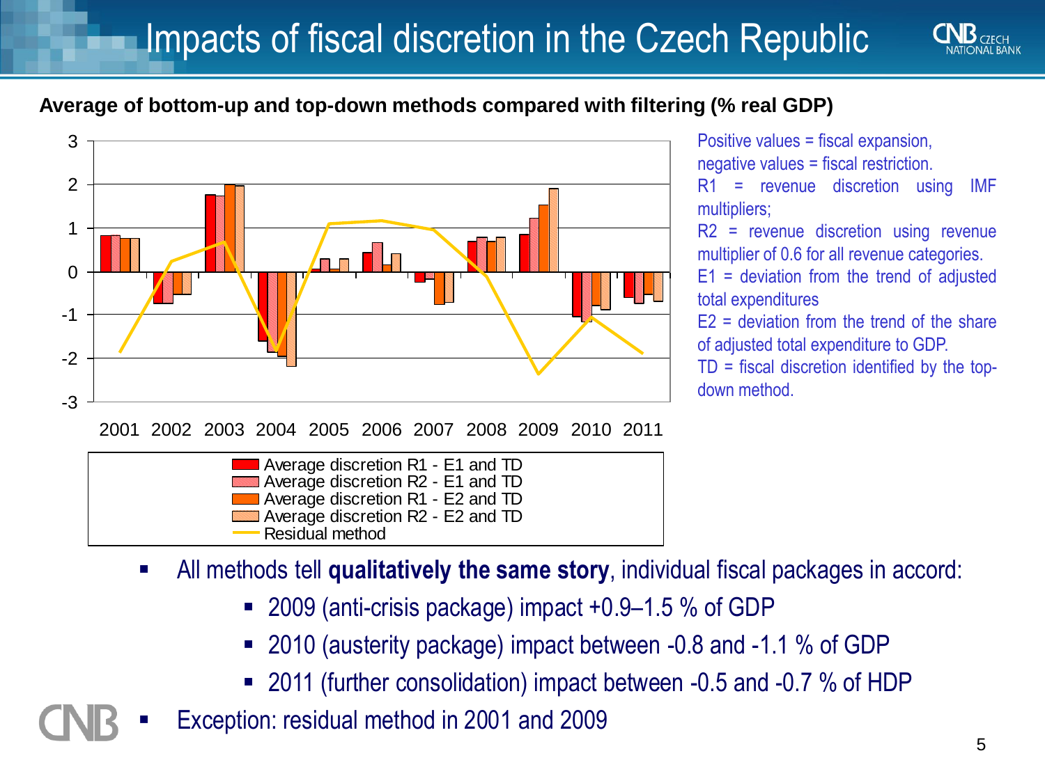# Impacts of fiscal discretion in the Czech Republic

**Average of bottom-up and top-down methods compared with filtering (% real GDP)**

3
2
1
0
-1
-2
-3

2001 2002 2003 2004 2005 2006 2007 2008 2009 2010 2011

- Average discretion R1 - E1 and TD
- Average discretion R2 - E1 and TD
- Average discretion R1 - E2 and TD
- Average discretion R2 - E2 and TD
- Residual method

Positive values = fiscal expansion, negative values = fiscal restriction.
R1 = revenue discretion using IMF multipliers;
R2 = revenue discretion using revenue multiplier of 0.6 for all revenue categories.
E1 = deviation from the trend of adjusted total expenditures
E2 = deviation from the trend of the share of adjusted total expenditure to GDP.
TD = fiscal discretion identified by the top-down method.

- All methods tell **qualitatively the same story**, individual fiscal packages in accord:
  - 2009 (anti-crisis package) impact +0.9–1.5 % of GDP
  - 2010 (austerity package) impact between -0.8 and -1.1 % of GDP
  - 2011 (further consolidation) impact between -0.5 and -0.7 % of HDP
- Exception: residual method in 2001 and 2009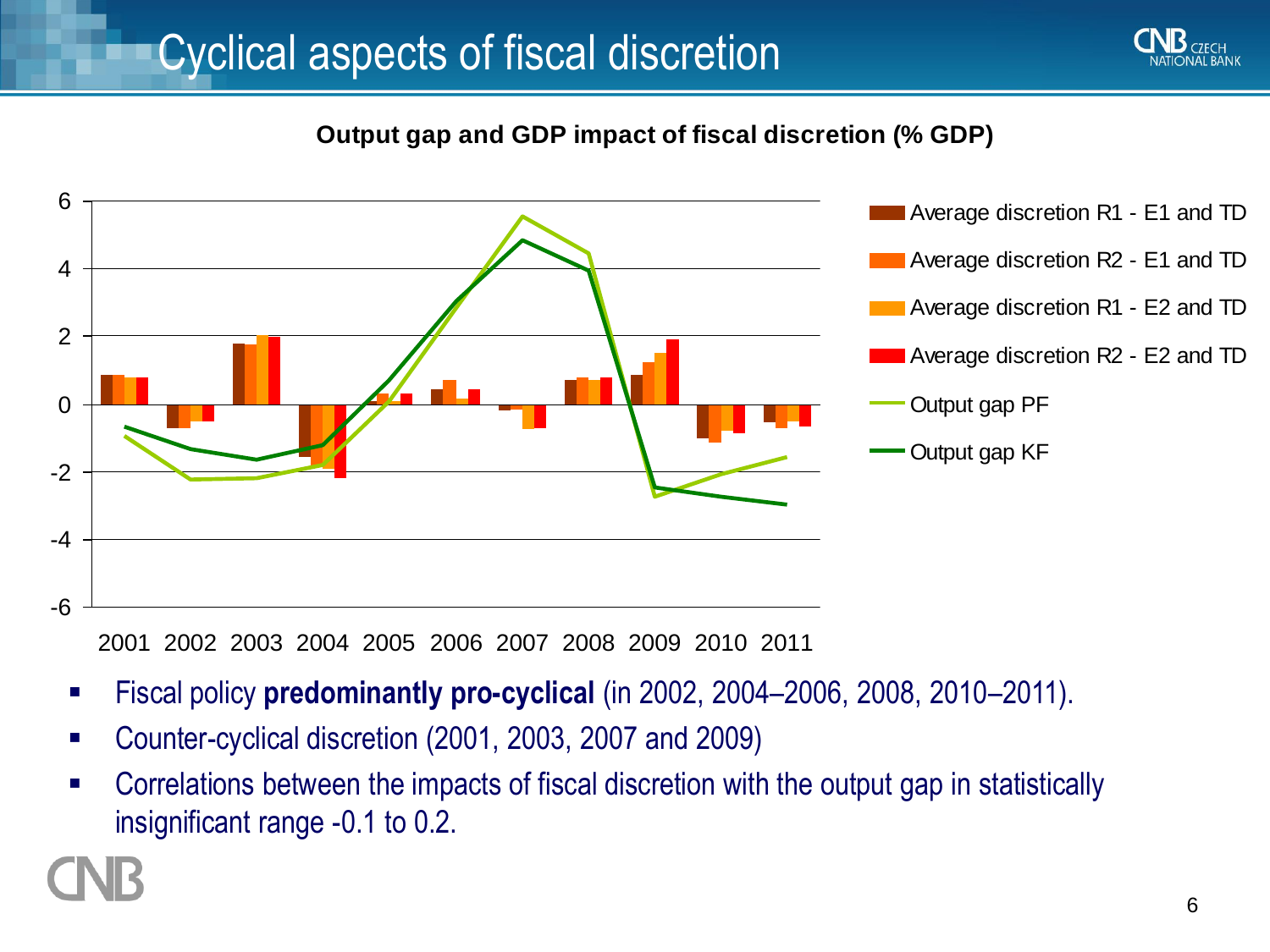# Cyclical aspects of fiscal discretion

**Output gap and GDP impact of fiscal discretion (% GDP)**

- Fiscal policy **predominantly pro-cyclical** (in 2002, 2004–2006, 2008, 2010–2011).
- Counter-cyclical discretion (2001, 2003, 2007 and 2009)
- Correlations between the impacts of fiscal discretion with the output gap in statistically insignificant range -0.1 to 0.2.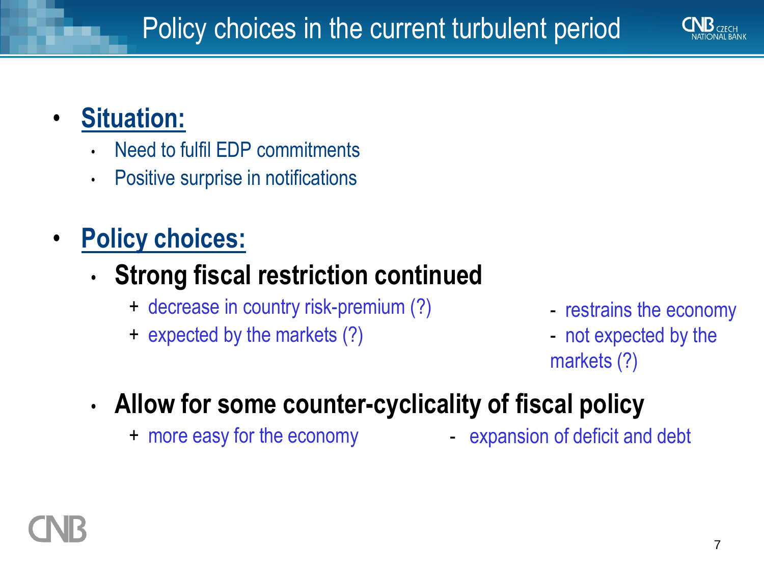# Policy choices in the current turbulent period

- **Situation:**
  - Need to fulfil EDP commitments
  - Positive surprise in notifications

- **Policy choices:**
  - **Strong fiscal restriction continued**
    - + decrease in country risk-premium (?)
    - + expected by the markets (?)
    - - restrains the economy
    - - not expected by the markets (?)
  - **Allow for some counter-cyclicality of fiscal policy**
    - + more easy for the economy
    - - expansion of deficit and debt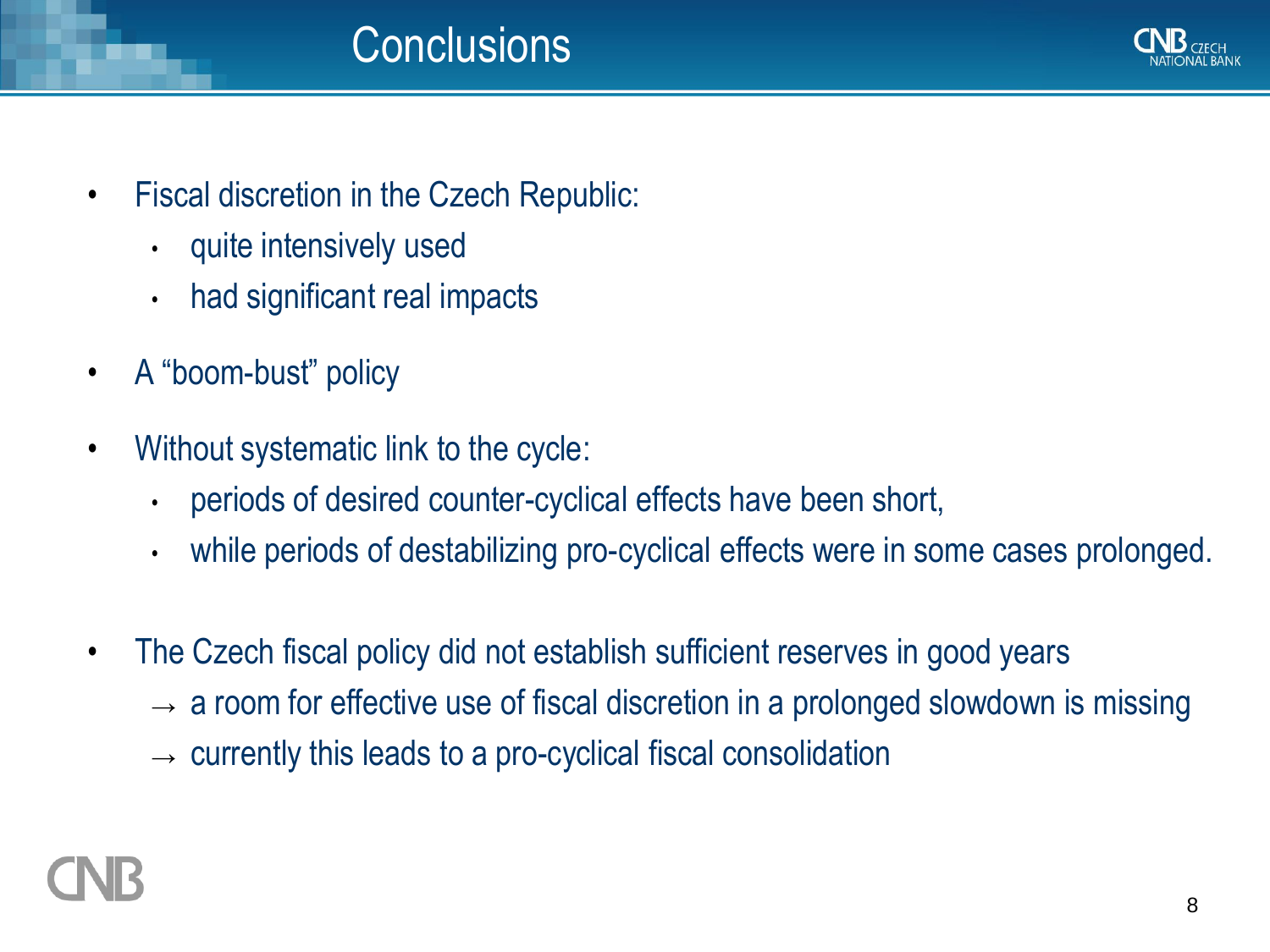# Conclusions

- Fiscal discretion in the Czech Republic:
  - quite intensively used
  - had significant real impacts
- A “boom-bust” policy
- Without systematic link to the cycle:
  - periods of desired counter-cyclical effects have been short,
  - while periods of destabilizing pro-cyclical effects were in some cases prolonged.
- The Czech fiscal policy did not establish sufficient reserves in good years
  - → a room for effective use of fiscal discretion in a prolonged slowdown is missing
  - → currently this leads to a pro-cyclical fiscal consolidation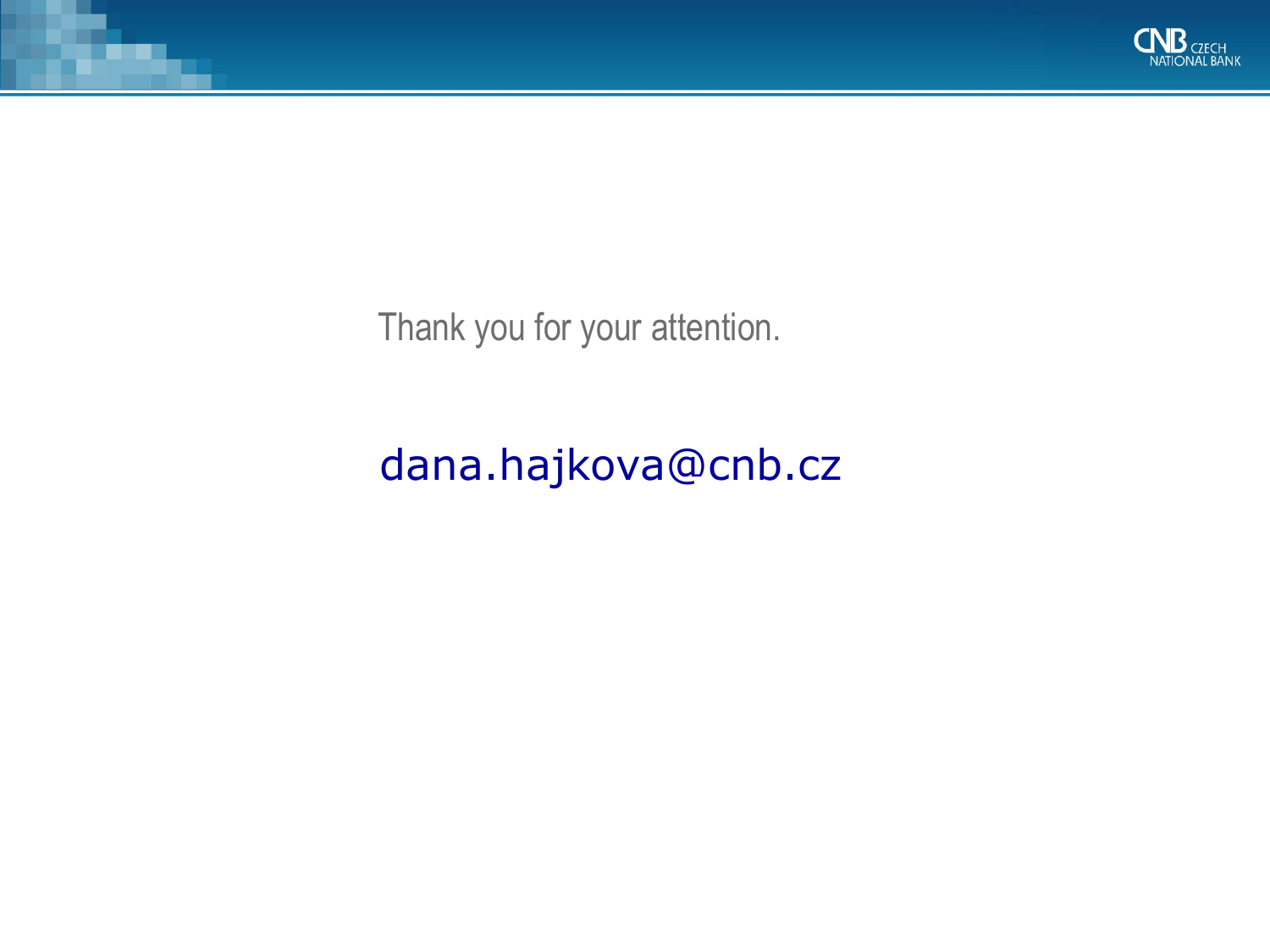Thank you for your attention.

dana.hajkova@cnb.cz